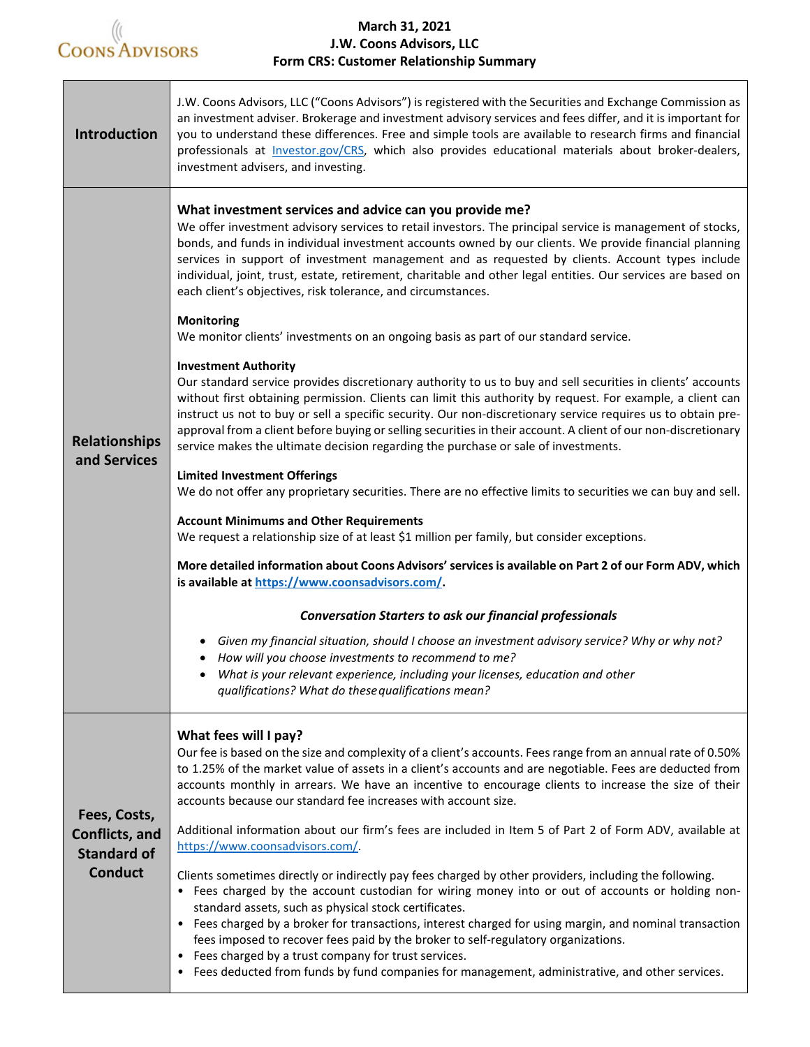**March 31, 2021**
**J.W. Coons Advisors, LLC**
**Form CRS: Customer Relationship Summary**

## Introduction

J.W. Coons Advisors, LLC ("Coons Advisors") is registered with the Securities and Exchange Commission as an investment adviser. Brokerage and investment advisory services and fees differ, and it is important for you to understand these differences. Free and simple tools are available to research firms and financial professionals at Investor.gov/CRS, which also provides educational materials about broker-dealers, investment advisers, and investing.

## Relationships and Services

### What investment services and advice can you provide me?

We offer investment advisory services to retail investors. The principal service is management of stocks, bonds, and funds in individual investment accounts owned by our clients. We provide financial planning services in support of investment management and as requested by clients. Account types include individual, joint, trust, estate, retirement, charitable and other legal entities. Our services are based on each client's objectives, risk tolerance, and circumstances.

**Monitoring**
We monitor clients' investments on an ongoing basis as part of our standard service.

**Investment Authority**
Our standard service provides discretionary authority to us to buy and sell securities in clients' accounts without first obtaining permission. Clients can limit this authority by request. For example, a client can instruct us not to buy or sell a specific security. Our non-discretionary service requires us to obtain pre-approval from a client before buying or selling securities in their account. A client of our non-discretionary service makes the ultimate decision regarding the purchase or sale of investments.

**Limited Investment Offerings**
We do not offer any proprietary securities. There are no effective limits to securities we can buy and sell.

**Account Minimums and Other Requirements**
We request a relationship size of at least $1 million per family, but consider exceptions.

**More detailed information about Coons Advisors' services is available on Part 2 of our Form ADV, which is available at https://www.coonsadvisors.com/.**

***Conversation Starters to ask our financial professionals***

- *Given my financial situation, should I choose an investment advisory service? Why or why not?*
- *How will you choose investments to recommend to me?*
- *What is your relevant experience, including your licenses, education and other qualifications? What do these qualifications mean?*

## Fees, Costs, Conflicts, and Standard of Conduct

### What fees will I pay?

Our fee is based on the size and complexity of a client's accounts. Fees range from an annual rate of 0.50% to 1.25% of the market value of assets in a client's accounts and are negotiable. Fees are deducted from accounts monthly in arrears. We have an incentive to encourage clients to increase the size of their accounts because our standard fee increases with account size.

Additional information about our firm's fees are included in Item 5 of Part 2 of Form ADV, available at https://www.coonsadvisors.com/.

Clients sometimes directly or indirectly pay fees charged by other providers, including the following.

- Fees charged by the account custodian for wiring money into or out of accounts or holding non-standard assets, such as physical stock certificates.
- Fees charged by a broker for transactions, interest charged for using margin, and nominal transaction fees imposed to recover fees paid by the broker to self-regulatory organizations.
- Fees charged by a trust company for trust services.
- Fees deducted from funds by fund companies for management, administrative, and other services.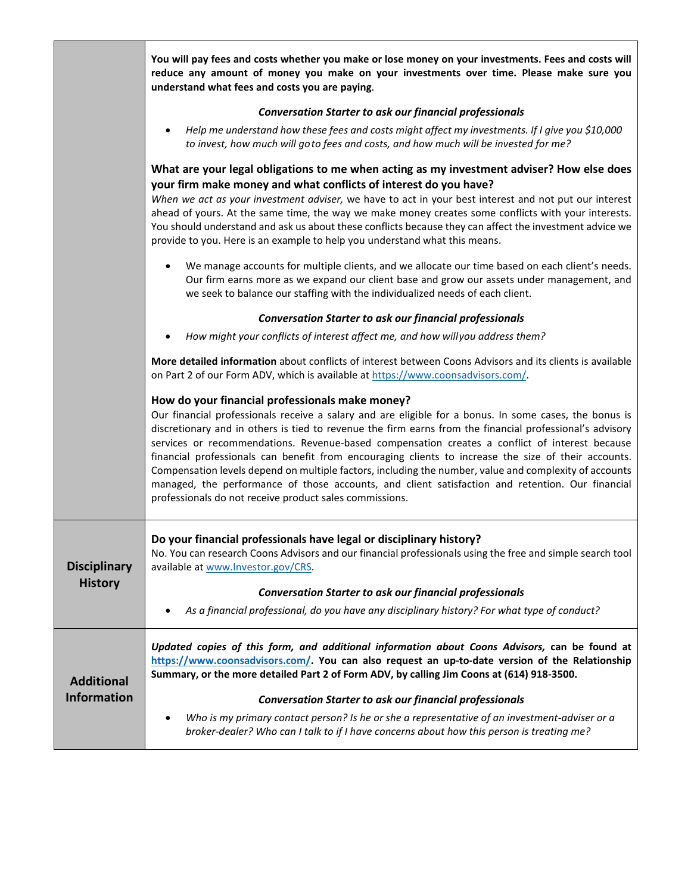**You will pay fees and costs whether you make or lose money on your investments. Fees and costs will reduce any amount of money you make on your investments over time. Please make sure you understand what fees and costs you are paying**.

***Conversation Starter to ask our financial professionals***

- *Help me understand how these fees and costs might affect my investments. If I give you $10,000 to invest, how much will go to fees and costs, and how much will be invested for me?*

### What are your legal obligations to me when acting as my investment adviser? How else does your firm make money and what conflicts of interest do you have?

*When we act as your investment adviser,* we have to act in your best interest and not put our interest ahead of yours. At the same time, the way we make money creates some conflicts with your interests. You should understand and ask us about these conflicts because they can affect the investment advice we provide to you. Here is an example to help you understand what this means.

- We manage accounts for multiple clients, and we allocate our time based on each client's needs. Our firm earns more as we expand our client base and grow our assets under management, and we seek to balance our staffing with the individualized needs of each client.

***Conversation Starter to ask our financial professionals***

- *How might your conflicts of interest affect me, and how will you address them?*

**More detailed information** about conflicts of interest between Coons Advisors and its clients is available on Part 2 of our Form ADV, which is available at https://www.coonsadvisors.com/.

### How do your financial professionals make money?

Our financial professionals receive a salary and are eligible for a bonus. In some cases, the bonus is discretionary and in others is tied to revenue the firm earns from the financial professional's advisory services or recommendations. Revenue-based compensation creates a conflict of interest because financial professionals can benefit from encouraging clients to increase the size of their accounts. Compensation levels depend on multiple factors, including the number, value and complexity of accounts managed, the performance of those accounts, and client satisfaction and retention. Our financial professionals do not receive product sales commissions.

## Disciplinary History

### Do your financial professionals have legal or disciplinary history?

No. You can research Coons Advisors and our financial professionals using the free and simple search tool available at www.Investor.gov/CRS.

***Conversation Starter to ask our financial professionals***

- *As a financial professional, do you have any disciplinary history? For what type of conduct?*

## Additional Information

***Updated copies of this form, and additional information about Coons Advisors,*** **can be found at https://www.coonsadvisors.com/. You can also request an up-to-date version of the Relationship Summary, or the more detailed Part 2 of Form ADV, by calling Jim Coons at (614) 918-3500.**

***Conversation Starter to ask our financial professionals***

- *Who is my primary contact person? Is he or she a representative of an investment-adviser or a broker-dealer? Who can I talk to if I have concerns about how this person is treating me?*